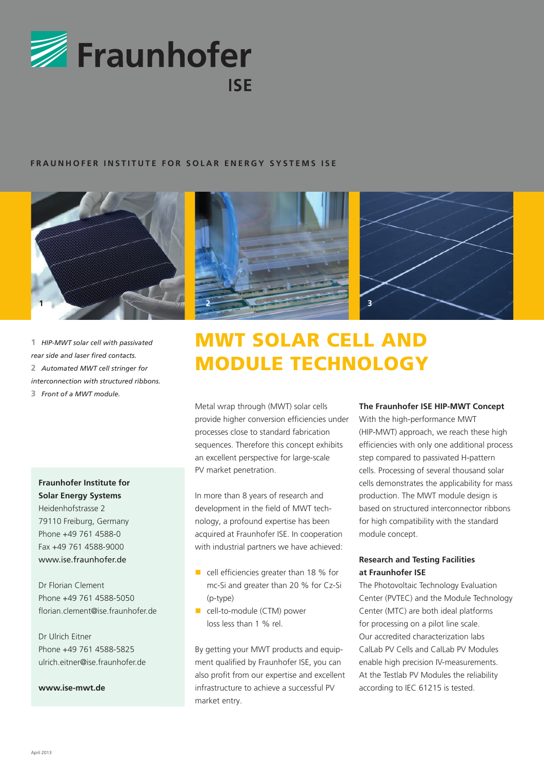Fraunhofer ISE

FRAUNHOFER INSTITUTE FOR SOLAR ENERGY SYSTEMS ISE

# MWT SOLAR CELL AND MODULE TECHNOLOGY

**1** *HIP-MWT solar cell with passivated rear side and laser fired contacts.*
**2** *Automated MWT cell stringer for interconnection with structured ribbons.*
**3** *Front of a MWT module.*

Metal wrap through (MWT) solar cells provide higher conversion efficiencies under processes close to standard fabrication sequences. Therefore this concept exhibits an excellent perspective for large-scale PV market penetration.

In more than 8 years of research and development in the field of MWT technology, a profound expertise has been acquired at Fraunhofer ISE. In cooperation with industrial partners we have achieved:

- cell efficiencies greater than 18 % for mc-Si and greater than 20 % for Cz-Si (p-type)
- cell-to-module (CTM) power loss less than 1 % rel.

By getting your MWT products and equipment qualified by Fraunhofer ISE, you can also profit from our expertise and excellent infrastructure to achieve a successful PV market entry.

### The Fraunhofer ISE HIP-MWT Concept

With the high-performance MWT (HIP-MWT) approach, we reach these high efficiencies with only one additional process step compared to passivated H-pattern cells. Processing of several thousand solar cells demonstrates the applicability for mass production. The MWT module design is based on structured interconnector ribbons for high compatibility with the standard module concept.

### Research and Testing Facilities at Fraunhofer ISE

The Photovoltaic Technology Evaluation Center (PVTEC) and the Module Technology Center (MTC) are both ideal platforms for processing on a pilot line scale. Our accredited characterization labs CalLab PV Cells and CalLab PV Modules enable high precision IV-measurements. At the Testlab PV Modules the reliability according to IEC 61215 is tested.

**Fraunhofer Institute for Solar Energy Systems**
Heidenhofstrasse 2
79110 Freiburg, Germany
Phone +49 761 4588-0
Fax +49 761 4588-9000
www.ise.fraunhofer.de

Dr Florian Clement
Phone +49 761 4588-5050
florian.clement@ise.fraunhofer.de

Dr Ulrich Eitner
Phone +49 761 4588-5825
ulrich.eitner@ise.fraunhofer.de

**www.ise-mwt.de**

April 2013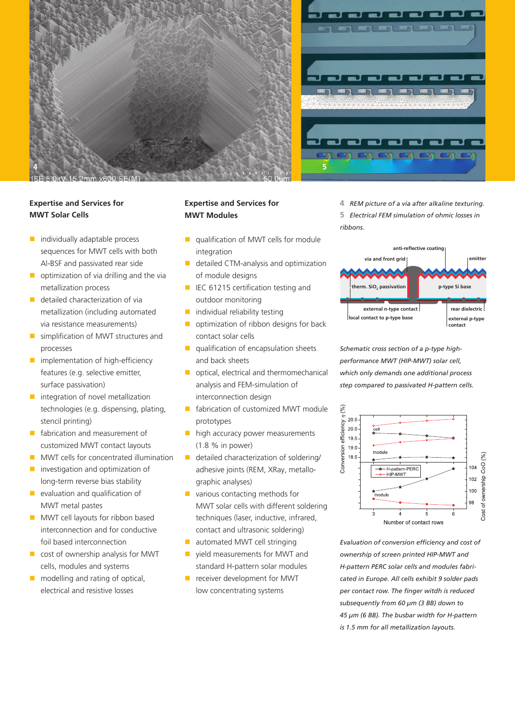## Expertise and Services for MWT Solar Cells

- individually adaptable process sequences for MWT cells with both Al-BSF and passivated rear side
- optimization of via drilling and the via metallization process
- detailed characterization of via metallization (including automated via resistance measurements)
- simplification of MWT structures and processes
- implementation of high-efficiency features (e.g. selective emitter, surface passivation)
- integration of novel metallization technologies (e.g. dispensing, plating, stencil printing)
- fabrication and measurement of customized MWT contact layouts
- MWT cells for concentrated illumination
- investigation and optimization of long-term reverse bias stability
- evaluation and qualification of MWT metal pastes
- MWT cell layouts for ribbon based interconnection and for conductive foil based interconnection
- cost of ownership analysis for MWT cells, modules and systems
- modelling and rating of optical, electrical and resistive losses

## Expertise and Services for MWT Modules

- qualification of MWT cells for module integration
- detailed CTM-analysis and optimization of module designs
- IEC 61215 certification testing and outdoor monitoring
- individual reliability testing
- optimization of ribbon designs for back contact solar cells
- qualification of encapsulation sheets and back sheets
- optical, electrical and thermomechanical analysis and FEM-simulation of interconnection design
- fabrication of customized MWT module prototypes
- high accuracy power measurements (1.8 % in power)
- detailed characterization of soldering/ adhesive joints (REM, XRay, metallographic analyses)
- various contacting methods for MWT solar cells with different soldering techniques (laser, inductive, infrared, contact and ultrasonic soldering)
- automated MWT cell stringing
- yield measurements for MWT and standard H-pattern solar modules
- receiver development for MWT low concentrating systems

*4 REM picture of a via after alkaline texturing.*

*5 Electrical FEM simulation of ohmic losses in ribbons.*

anti-reflective coating
via and front grid
emitter
therm. $SiO_2$ passivation
p-type Si base
external n-type contact
rear dielectric
local contact to p-type base
external p-type contact

*Schematic cross section of a p-type high-performance MWT (HIP-MWT) solar cell, which only demands one additional process step compared to passivated H-pattern cells.*

Conversion efficiency η (%)
20.5
20.0
19.5
19.0
18.5
cell
module
H-pattern-PERC
HIP-MWT
module
104
102
100
98
Cost of ownership CoO (%)
3
4
5
6
Number of contact rows

*Evaluation of conversion efficiency and cost of ownership of screen printed HIP-MWT and H-pattern PERC solar cells and modules fabricated in Europe. All cells exhibit 9 solder pads per contact row. The finger witdh is reduced subsequently from 60 µm (3 BB) down to 45 µm (6 BB). The busbar width for H-pattern is 1.5 mm for all metallization layouts.*